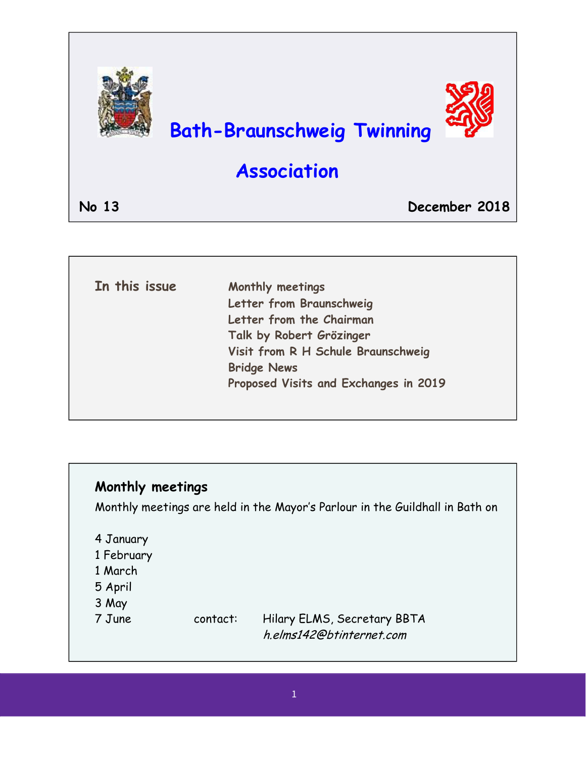# Bath-Braunschweig Twinning Association

**No 13** **December 2018**

**In this issue**

- Monthly meetings
- Letter from Braunschweig
- Letter from the Chairman
- Talk by Robert Grözinger
- Visit from R H Schule Braunschweig
- Bridge News
- Proposed Visits and Exchanges in 2019

## Monthly meetings

Monthly meetings are held in the Mayor's Parlour in the Guildhall in Bath on

4 January
1 February
1 March
5 April
3 May
7 June

contact: Hilary ELMS, Secretary BBTA
*h.elms142@btinternet.com*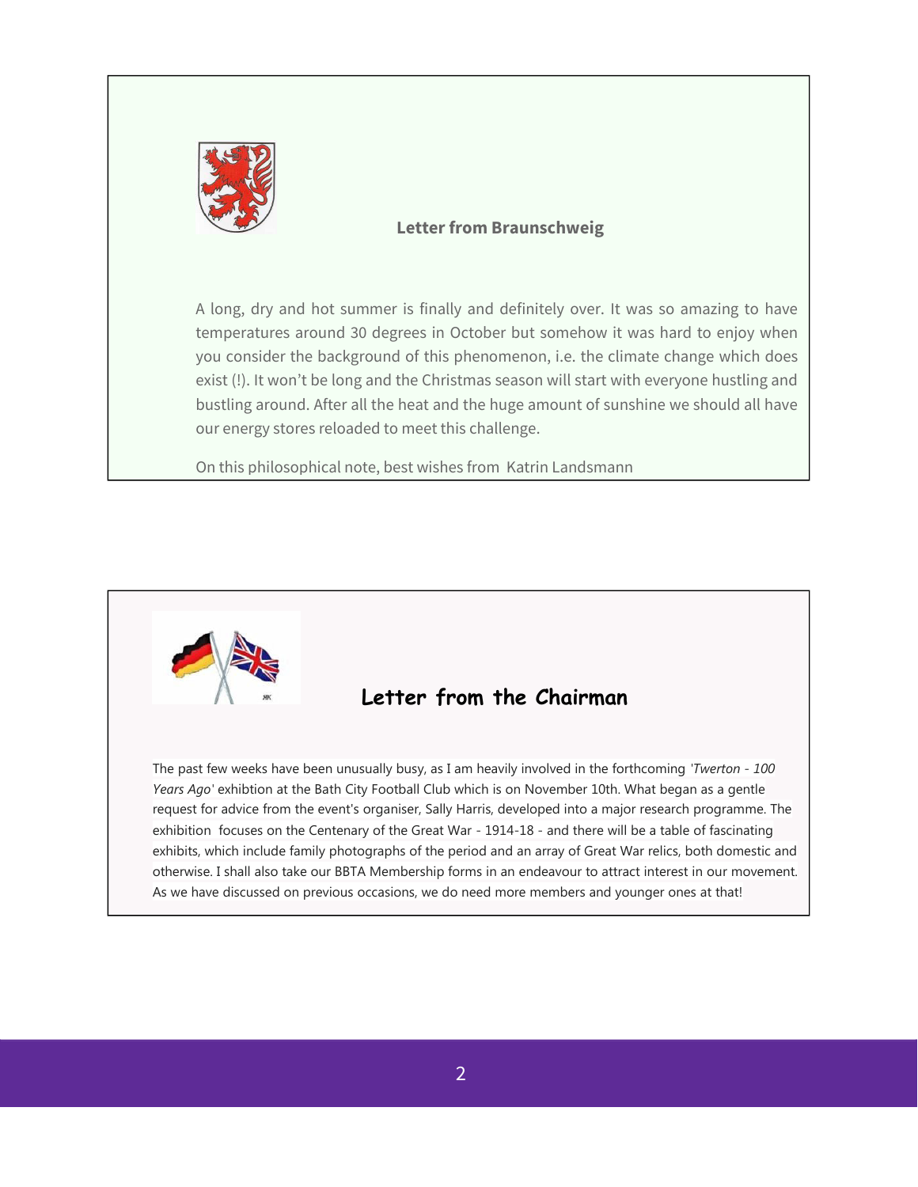## Letter from Braunschweig

A long, dry and hot summer is finally and definitely over. It was so amazing to have temperatures around 30 degrees in October but somehow it was hard to enjoy when you consider the background of this phenomenon, i.e. the climate change which does exist (!). It won't be long and the Christmas season will start with everyone hustling and bustling around. After all the heat and the huge amount of sunshine we should all have our energy stores reloaded to meet this challenge.

On this philosophical note, best wishes from Katrin Landsmann

## Letter from the Chairman

The past few weeks have been unusually busy, as I am heavily involved in the forthcoming *'Twerton - 100 Years Ago'* exhibtion at the Bath City Football Club which is on November 10th. What began as a gentle request for advice from the event's organiser, Sally Harris, developed into a major research programme. The exhibition focuses on the Centenary of the Great War - 1914-18 - and there will be a table of fascinating exhibits, which include family photographs of the period and an array of Great War relics, both domestic and otherwise. I shall also take our BBTA Membership forms in an endeavour to attract interest in our movement. As we have discussed on previous occasions, we do need more members and younger ones at that!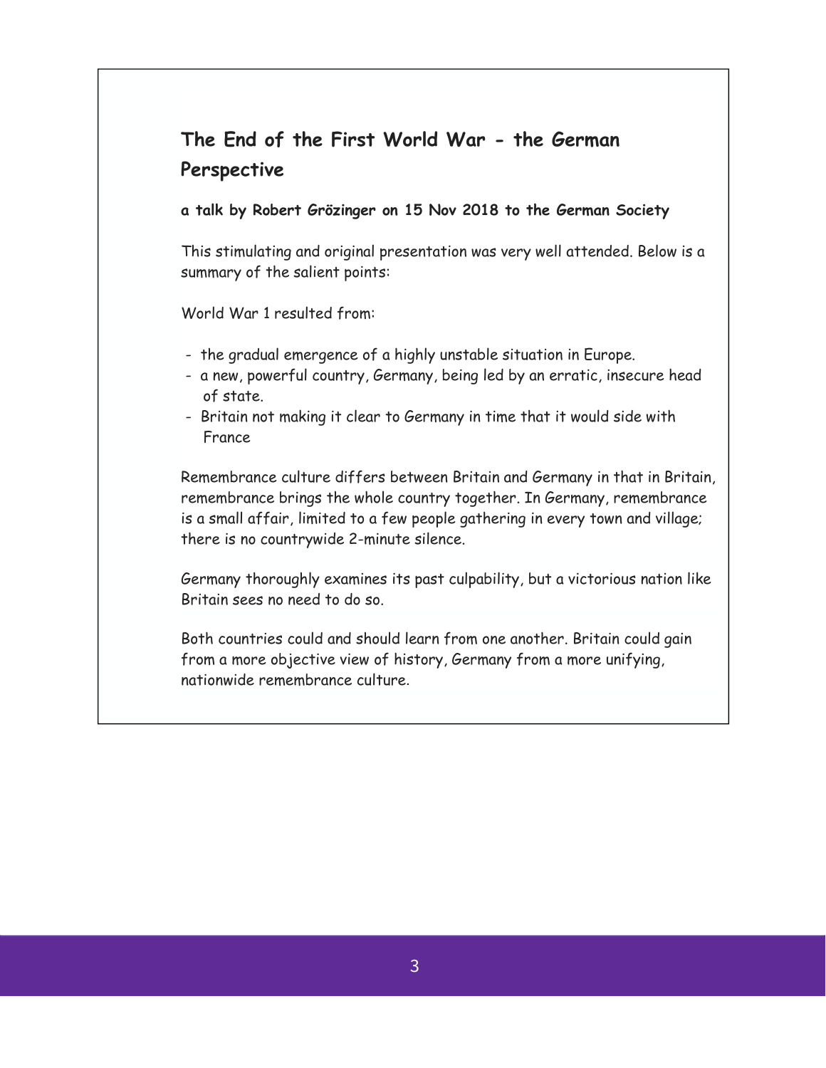## The End of the First World War - the German Perspective

**a talk by Robert Grözinger on 15 Nov 2018 to the German Society**

This stimulating and original presentation was very well attended. Below is a summary of the salient points:

World War 1 resulted from:

- the gradual emergence of a highly unstable situation in Europe.
- a new, powerful country, Germany, being led by an erratic, insecure head of state.
- Britain not making it clear to Germany in time that it would side with France

Remembrance culture differs between Britain and Germany in that in Britain, remembrance brings the whole country together. In Germany, remembrance is a small affair, limited to a few people gathering in every town and village; there is no countrywide 2-minute silence.

Germany thoroughly examines its past culpability, but a victorious nation like Britain sees no need to do so.

Both countries could and should learn from one another. Britain could gain from a more objective view of history, Germany from a more unifying, nationwide remembrance culture.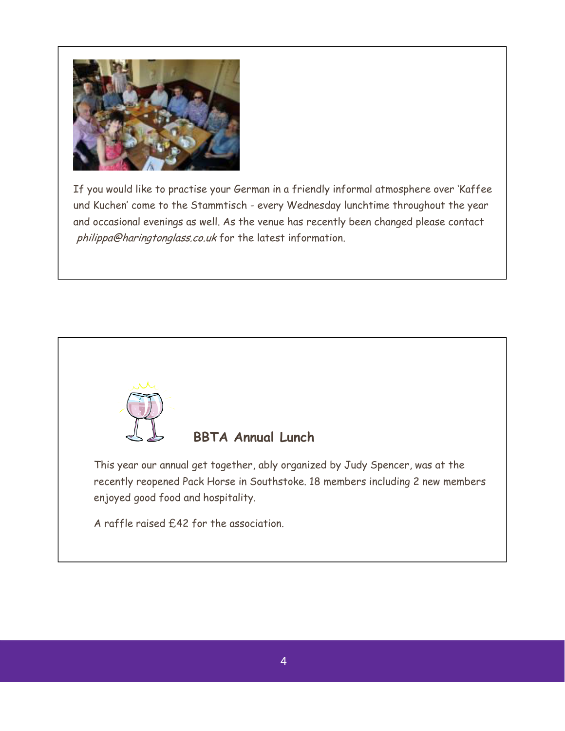If you would like to practise your German in a friendly informal atmosphere over 'Kaffee und Kuchen' come to the Stammtisch - every Wednesday lunchtime throughout the year and occasional evenings as well. As the venue has recently been changed please contact *philippa@haringtonglass.co.uk* for the latest information.

## BBTA Annual Lunch

This year our annual get together, ably organized by Judy Spencer, was at the recently reopened Pack Horse in Southstoke. 18 members including 2 new members enjoyed good food and hospitality.

A raffle raised £42 for the association.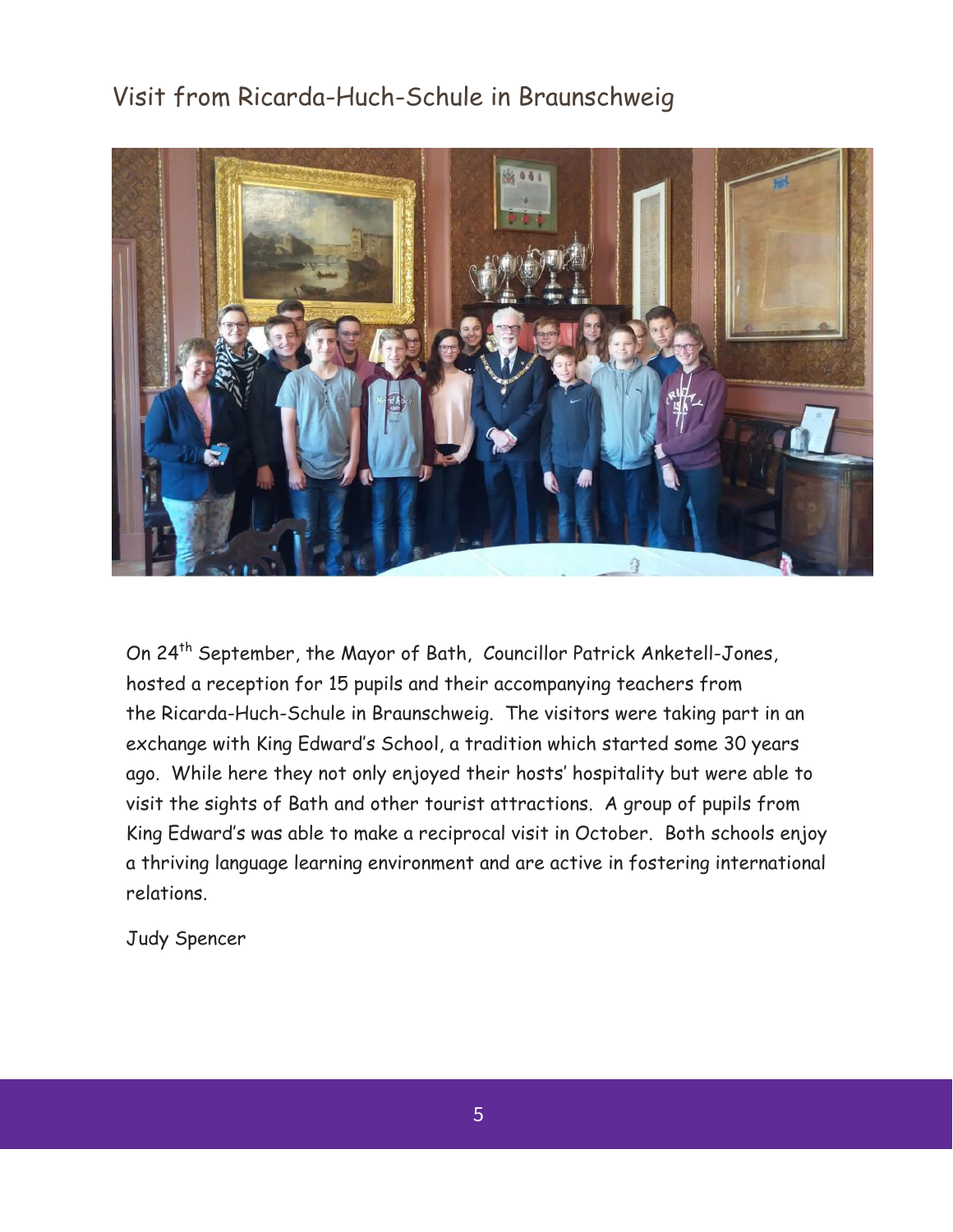## Visit from Ricarda-Huch-Schule in Braunschweig

On 24th September, the Mayor of Bath, Councillor Patrick Anketell-Jones, hosted a reception for 15 pupils and their accompanying teachers from the Ricarda-Huch-Schule in Braunschweig. The visitors were taking part in an exchange with King Edward's School, a tradition which started some 30 years ago. While here they not only enjoyed their hosts' hospitality but were able to visit the sights of Bath and other tourist attractions. A group of pupils from King Edward's was able to make a reciprocal visit in October. Both schools enjoy a thriving language learning environment and are active in fostering international relations.

Judy Spencer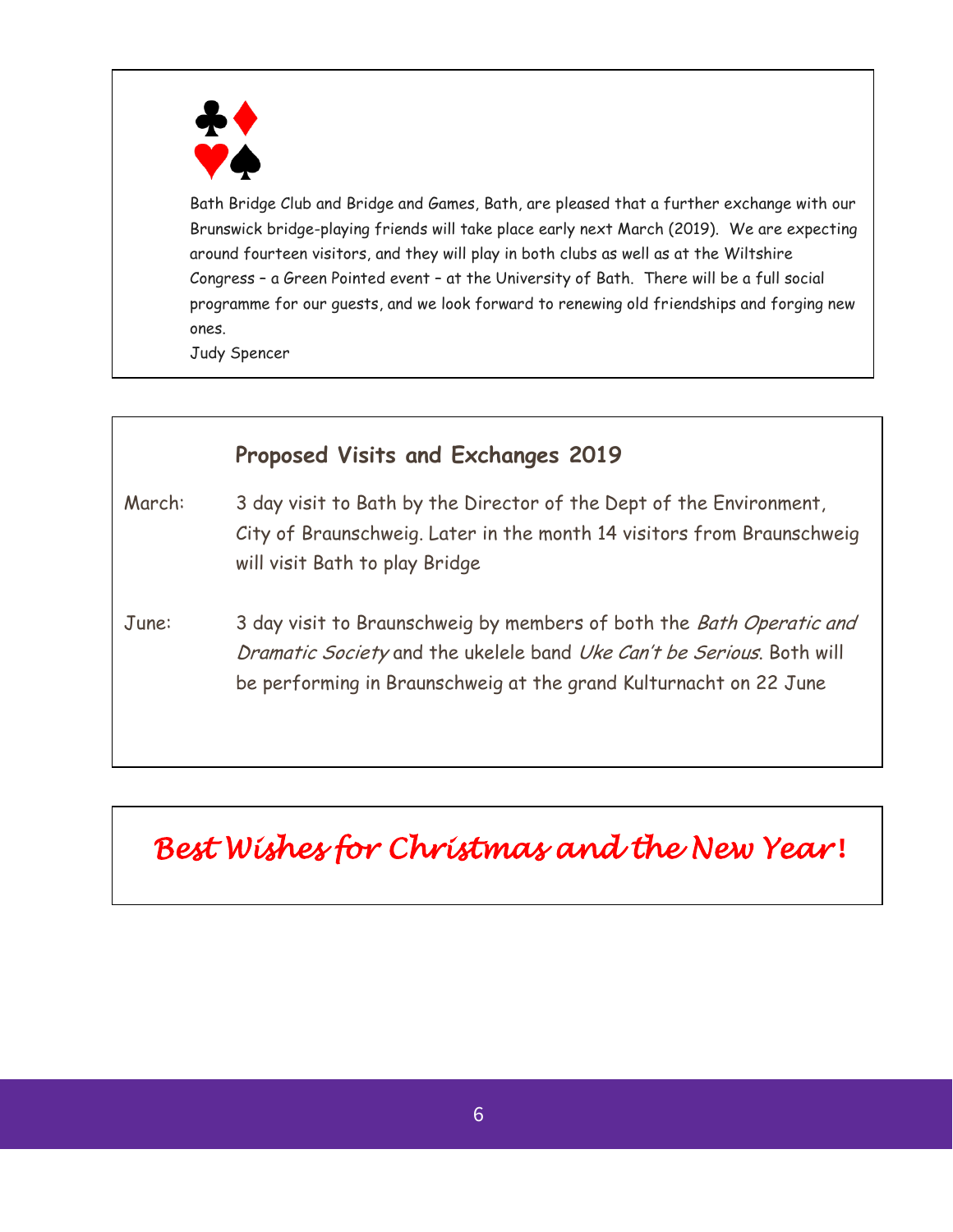♣♦
♥♠

Bath Bridge Club and Bridge and Games, Bath, are pleased that a further exchange with our Brunswick bridge-playing friends will take place early next March (2019). We are expecting around fourteen visitors, and they will play in both clubs as well as at the Wiltshire Congress – a Green Pointed event – at the University of Bath. There will be a full social programme for our guests, and we look forward to renewing old friendships and forging new ones.

Judy Spencer

## Proposed Visits and Exchanges 2019

March: 3 day visit to Bath by the Director of the Dept of the Environment, City of Braunschweig. Later in the month 14 visitors from Braunschweig will visit Bath to play Bridge

June: 3 day visit to Braunschweig by members of both the *Bath Operatic and Dramatic Society* and the ukelele band *Uke Can't be Serious*. Both will be performing in Braunschweig at the grand Kulturnacht on 22 June

*Best Wishes for Christmas and the New Year!*